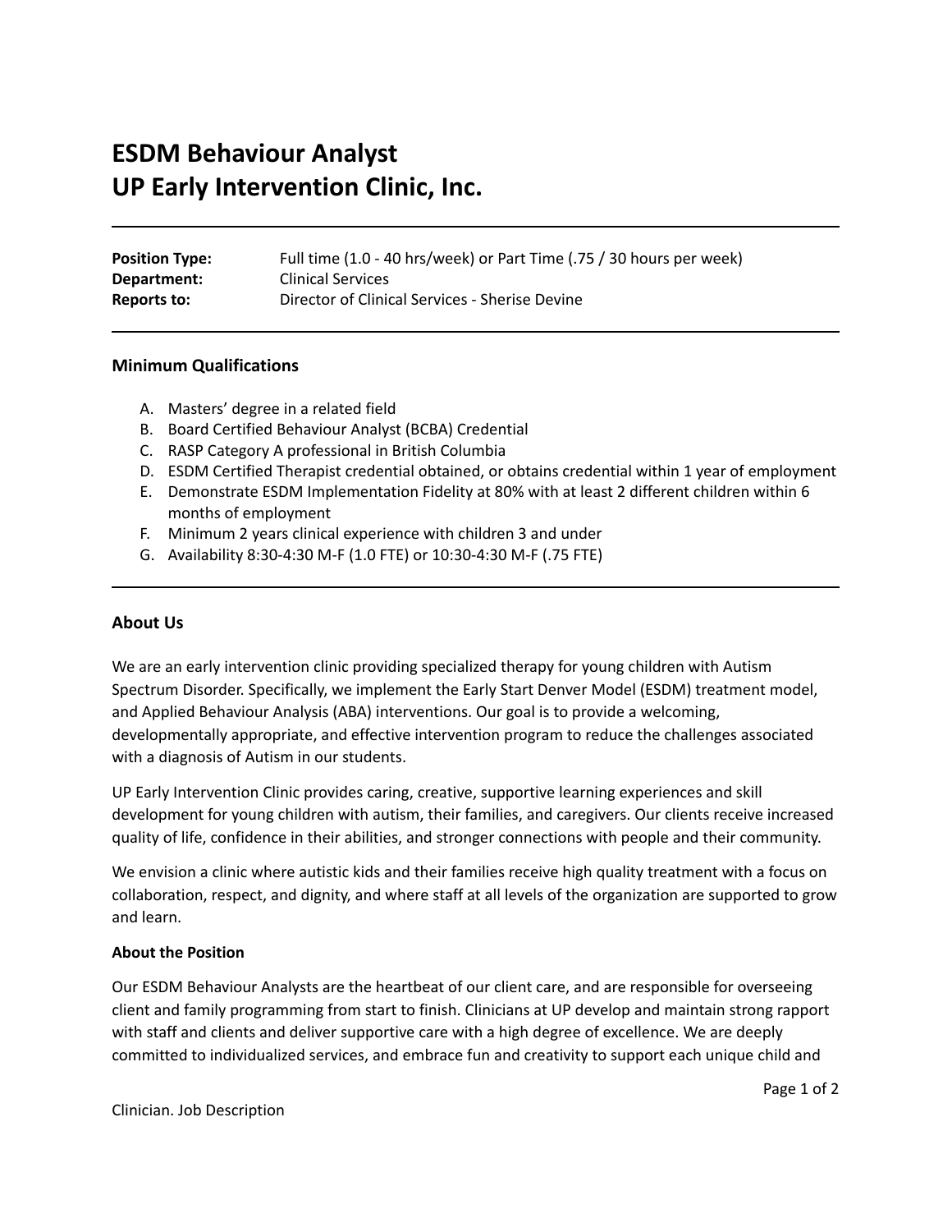# ESDM Behaviour Analyst
# UP Early Intervention Clinic, Inc.

---

| | |
|---|---|
| **Position Type:** | Full time (1.0 - 40 hrs/week) or Part Time (.75 / 30 hours per week) |
| **Department:** | Clinical Services |
| **Reports to:** | Director of Clinical Services - Sherise Devine |

---

### Minimum Qualifications

A. Masters' degree in a related field
B. Board Certified Behaviour Analyst (BCBA) Credential
C. RASP Category A professional in British Columbia
D. ESDM Certified Therapist credential obtained, or obtains credential within 1 year of employment
E. Demonstrate ESDM Implementation Fidelity at 80% with at least 2 different children within 6 months of employment
F. Minimum 2 years clinical experience with children 3 and under
G. Availability 8:30-4:30 M-F (1.0 FTE) or 10:30-4:30 M-F (.75 FTE)

---

## About Us

We are an early intervention clinic providing specialized therapy for young children with Autism Spectrum Disorder. Specifically, we implement the Early Start Denver Model (ESDM) treatment model, and Applied Behaviour Analysis (ABA) interventions. Our goal is to provide a welcoming, developmentally appropriate, and effective intervention program to reduce the challenges associated with a diagnosis of Autism in our students.

UP Early Intervention Clinic provides caring, creative, supportive learning experiences and skill development for young children with autism, their families, and caregivers. Our clients receive increased quality of life, confidence in their abilities, and stronger connections with people and their community.

We envision a clinic where autistic kids and their families receive high quality treatment with a focus on collaboration, respect, and dignity, and where staff at all levels of the organization are supported to grow and learn.

**About the Position**

Our ESDM Behaviour Analysts are the heartbeat of our client care, and are responsible for overseeing client and family programming from start to finish. Clinicians at UP develop and maintain strong rapport with staff and clients and deliver supportive care with a high degree of excellence. We are deeply committed to individualized services, and embrace fun and creativity to support each unique child and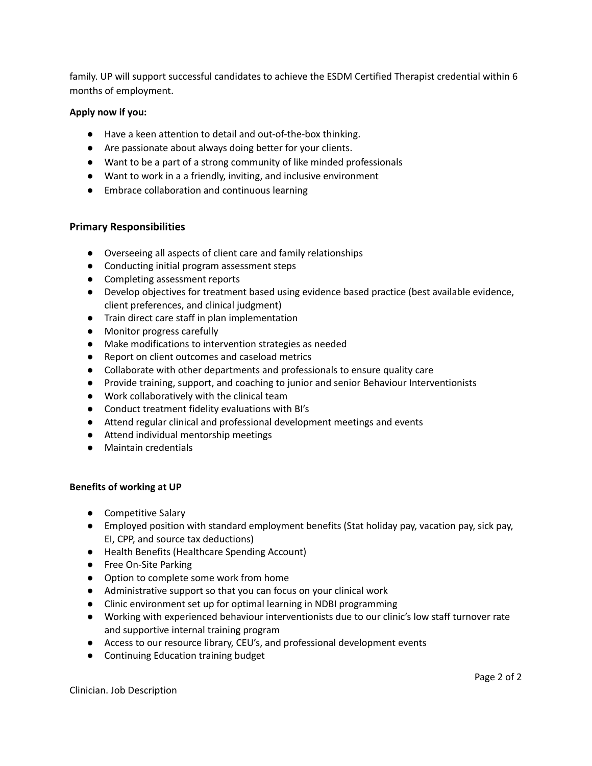family. UP will support successful candidates to achieve the ESDM Certified Therapist credential within 6 months of employment.

**Apply now if you:**

- Have a keen attention to detail and out-of-the-box thinking.
- Are passionate about always doing better for your clients.
- Want to be a part of a strong community of like minded professionals
- Want to work in a a friendly, inviting, and inclusive environment
- Embrace collaboration and continuous learning

## Primary Responsibilities

- Overseeing all aspects of client care and family relationships
- Conducting initial program assessment steps
- Completing assessment reports
- Develop objectives for treatment based using evidence based practice (best available evidence, client preferences, and clinical judgment)
- Train direct care staff in plan implementation
- Monitor progress carefully
- Make modifications to intervention strategies as needed
- Report on client outcomes and caseload metrics
- Collaborate with other departments and professionals to ensure quality care
- Provide training, support, and coaching to junior and senior Behaviour Interventionists
- Work collaboratively with the clinical team
- Conduct treatment fidelity evaluations with BI's
- Attend regular clinical and professional development meetings and events
- Attend individual mentorship meetings
- Maintain credentials

**Benefits of working at UP**

- Competitive Salary
- Employed position with standard employment benefits (Stat holiday pay, vacation pay, sick pay, EI, CPP, and source tax deductions)
- Health Benefits (Healthcare Spending Account)
- Free On-Site Parking
- Option to complete some work from home
- Administrative support so that you can focus on your clinical work
- Clinic environment set up for optimal learning in NDBI programming
- Working with experienced behaviour interventionists due to our clinic's low staff turnover rate and supportive internal training program
- Access to our resource library, CEU's, and professional development events
- Continuing Education training budget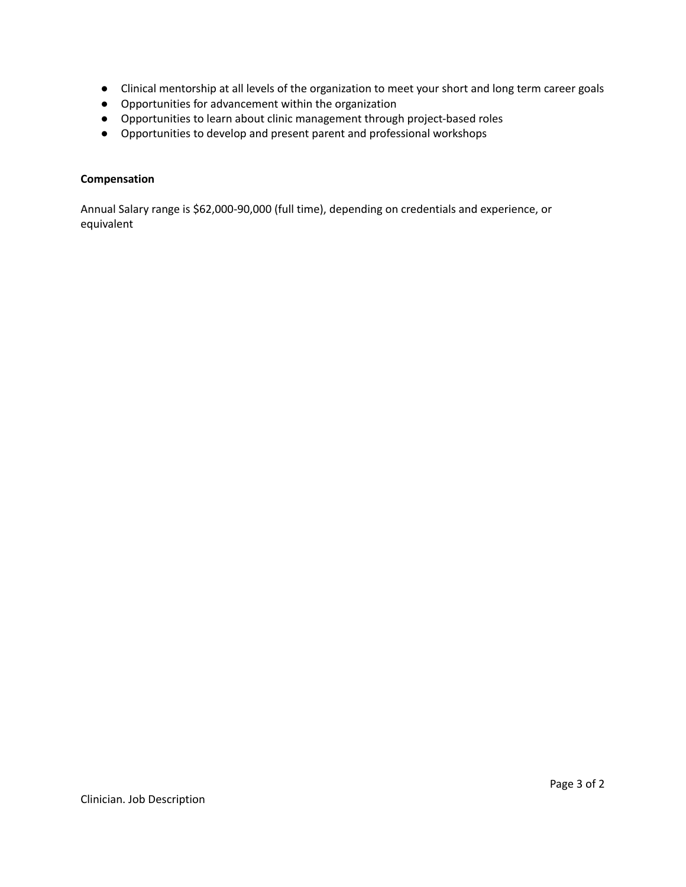- Clinical mentorship at all levels of the organization to meet your short and long term career goals
- Opportunities for advancement within the organization
- Opportunities to learn about clinic management through project-based roles
- Opportunities to develop and present parent and professional workshops

**Compensation**

Annual Salary range is $62,000-90,000 (full time), depending on credentials and experience, or equivalent